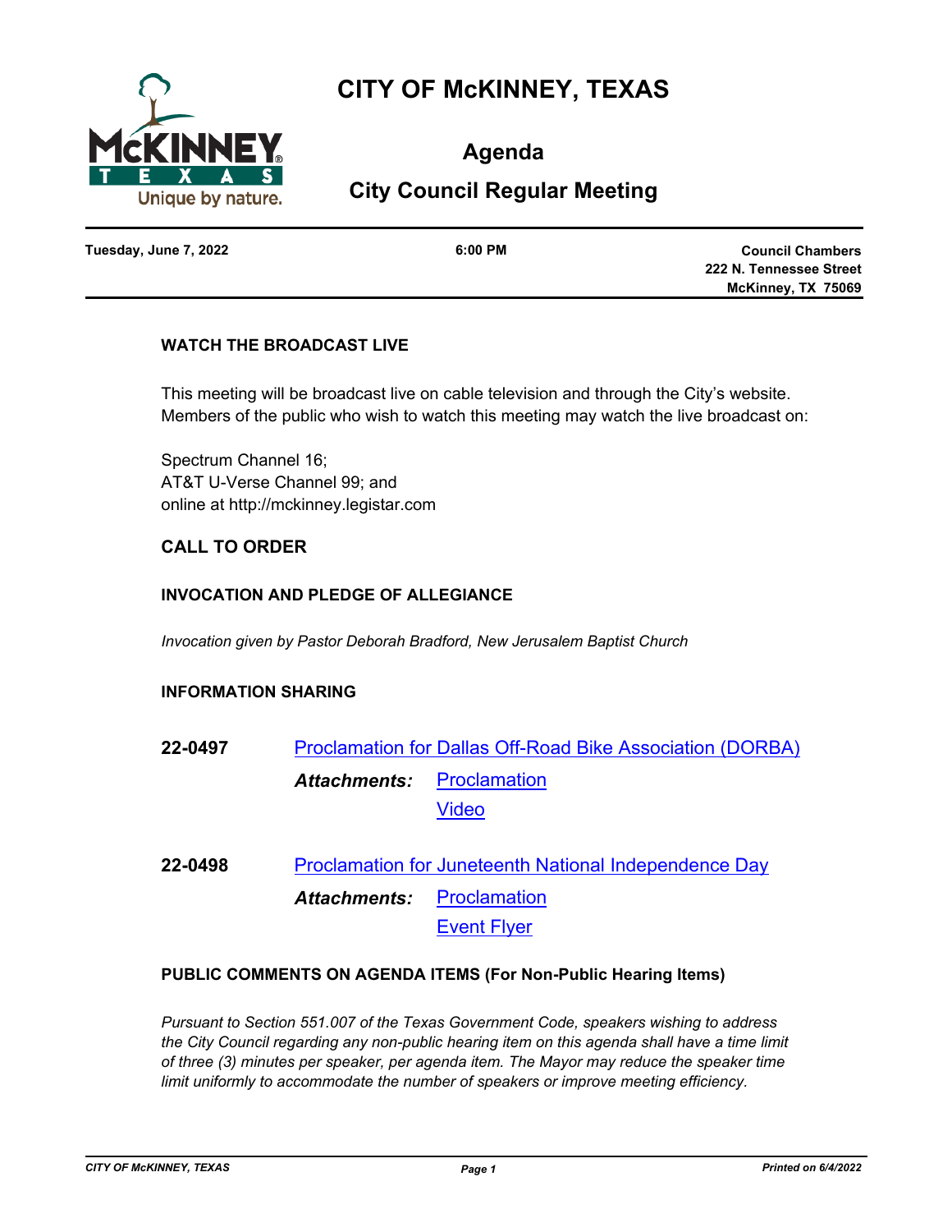# CITY OF McKINNEY, TEXAS

## Agenda

## City Council Regular Meeting

**Tuesday, June 7, 2022** | **6:00 PM** | **Council Chambers 222 N. Tennessee Street McKinney, TX 75069**

### WATCH THE BROADCAST LIVE

This meeting will be broadcast live on cable television and through the City's website. Members of the public who wish to watch this meeting may watch the live broadcast on:

Spectrum Channel 16;
AT&T U-Verse Channel 99; and
online at http://mckinney.legistar.com

### CALL TO ORDER

### INVOCATION AND PLEDGE OF ALLEGIANCE

*Invocation given by Pastor Deborah Bradford, New Jerusalem Baptist Church*

### INFORMATION SHARING

**22-0497** Proclamation for Dallas Off-Road Bike Association (DORBA)

***Attachments:*** Proclamation
Video

**22-0498** Proclamation for Juneteenth National Independence Day

***Attachments:*** Proclamation
Event Flyer

### PUBLIC COMMENTS ON AGENDA ITEMS (For Non-Public Hearing Items)

*Pursuant to Section 551.007 of the Texas Government Code, speakers wishing to address the City Council regarding any non-public hearing item on this agenda shall have a time limit of three (3) minutes per speaker, per agenda item. The Mayor may reduce the speaker time limit uniformly to accommodate the number of speakers or improve meeting efficiency.*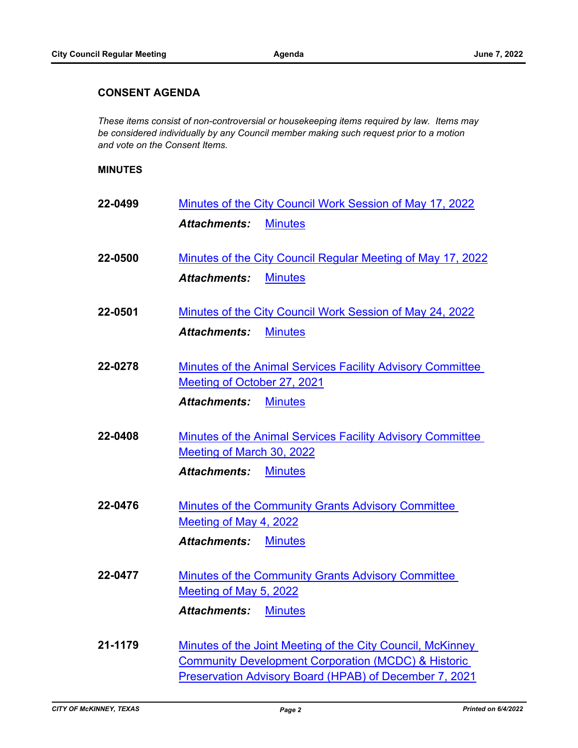## CONSENT AGENDA

*These items consist of non-controversial or housekeeping items required by law. Items may be considered individually by any Council member making such request prior to a motion and vote on the Consent Items.*

### MINUTES

**22-0499** Minutes of the City Council Work Session of May 17, 2022

***Attachments:*** Minutes

**22-0500** Minutes of the City Council Regular Meeting of May 17, 2022

***Attachments:*** Minutes

**22-0501** Minutes of the City Council Work Session of May 24, 2022

***Attachments:*** Minutes

**22-0278** Minutes of the Animal Services Facility Advisory Committee Meeting of October 27, 2021

***Attachments:*** Minutes

**22-0408** Minutes of the Animal Services Facility Advisory Committee Meeting of March 30, 2022

***Attachments:*** Minutes

**22-0476** Minutes of the Community Grants Advisory Committee Meeting of May 4, 2022

***Attachments:*** Minutes

**22-0477** Minutes of the Community Grants Advisory Committee Meeting of May 5, 2022

***Attachments:*** Minutes

**21-1179** Minutes of the Joint Meeting of the City Council, McKinney Community Development Corporation (MCDC) & Historic Preservation Advisory Board (HPAB) of December 7, 2021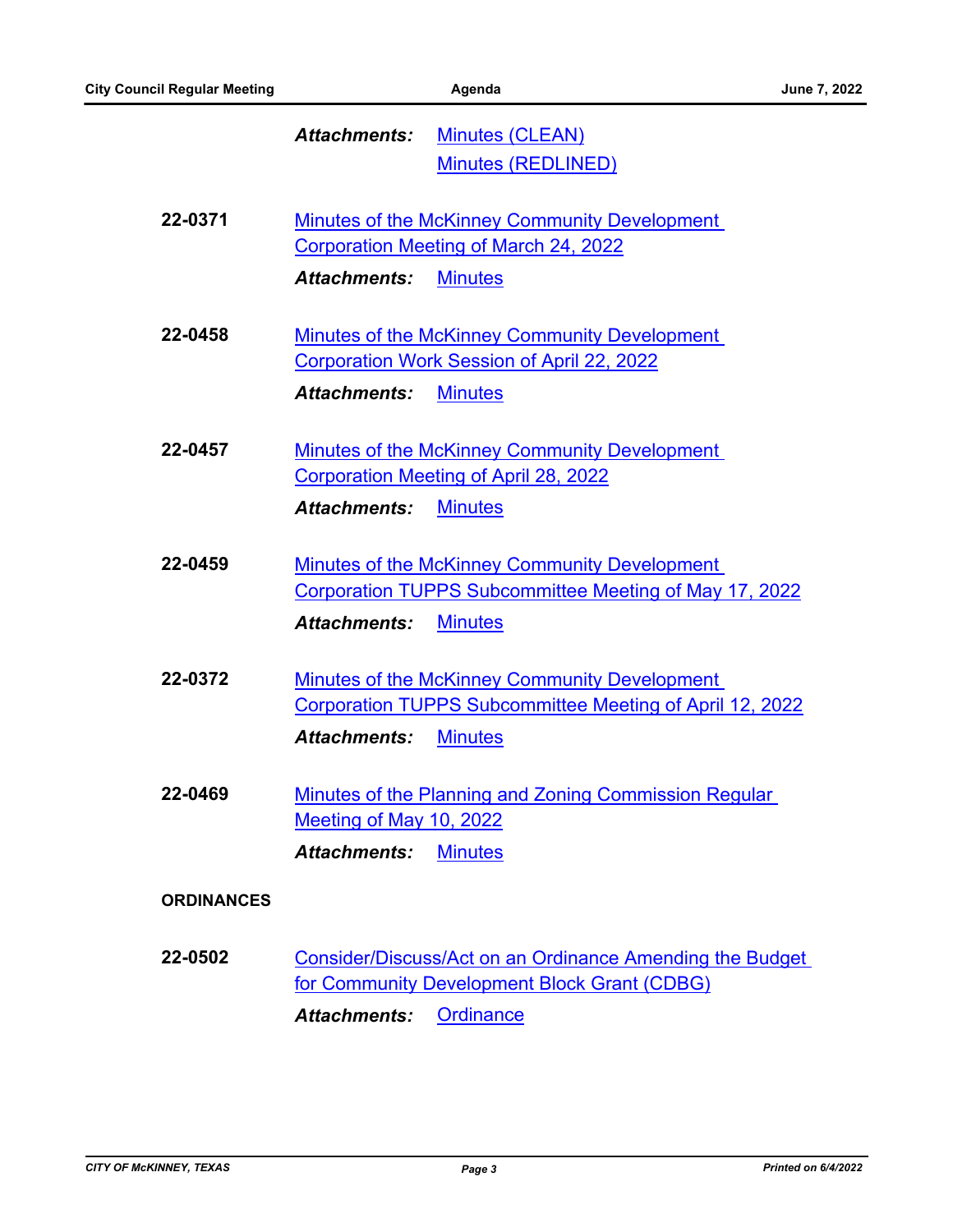***Attachments:*** Minutes (CLEAN)
Minutes (REDLINED)

**22-0371** Minutes of the McKinney Community Development Corporation Meeting of March 24, 2022

***Attachments:*** Minutes

**22-0458** Minutes of the McKinney Community Development Corporation Work Session of April 22, 2022

***Attachments:*** Minutes

**22-0457** Minutes of the McKinney Community Development Corporation Meeting of April 28, 2022

***Attachments:*** Minutes

**22-0459** Minutes of the McKinney Community Development Corporation TUPPS Subcommittee Meeting of May 17, 2022

***Attachments:*** Minutes

**22-0372** Minutes of the McKinney Community Development Corporation TUPPS Subcommittee Meeting of April 12, 2022

***Attachments:*** Minutes

**22-0469** Minutes of the Planning and Zoning Commission Regular Meeting of May 10, 2022

***Attachments:*** Minutes

**ORDINANCES**

**22-0502** Consider/Discuss/Act on an Ordinance Amending the Budget for Community Development Block Grant (CDBG)

***Attachments:*** Ordinance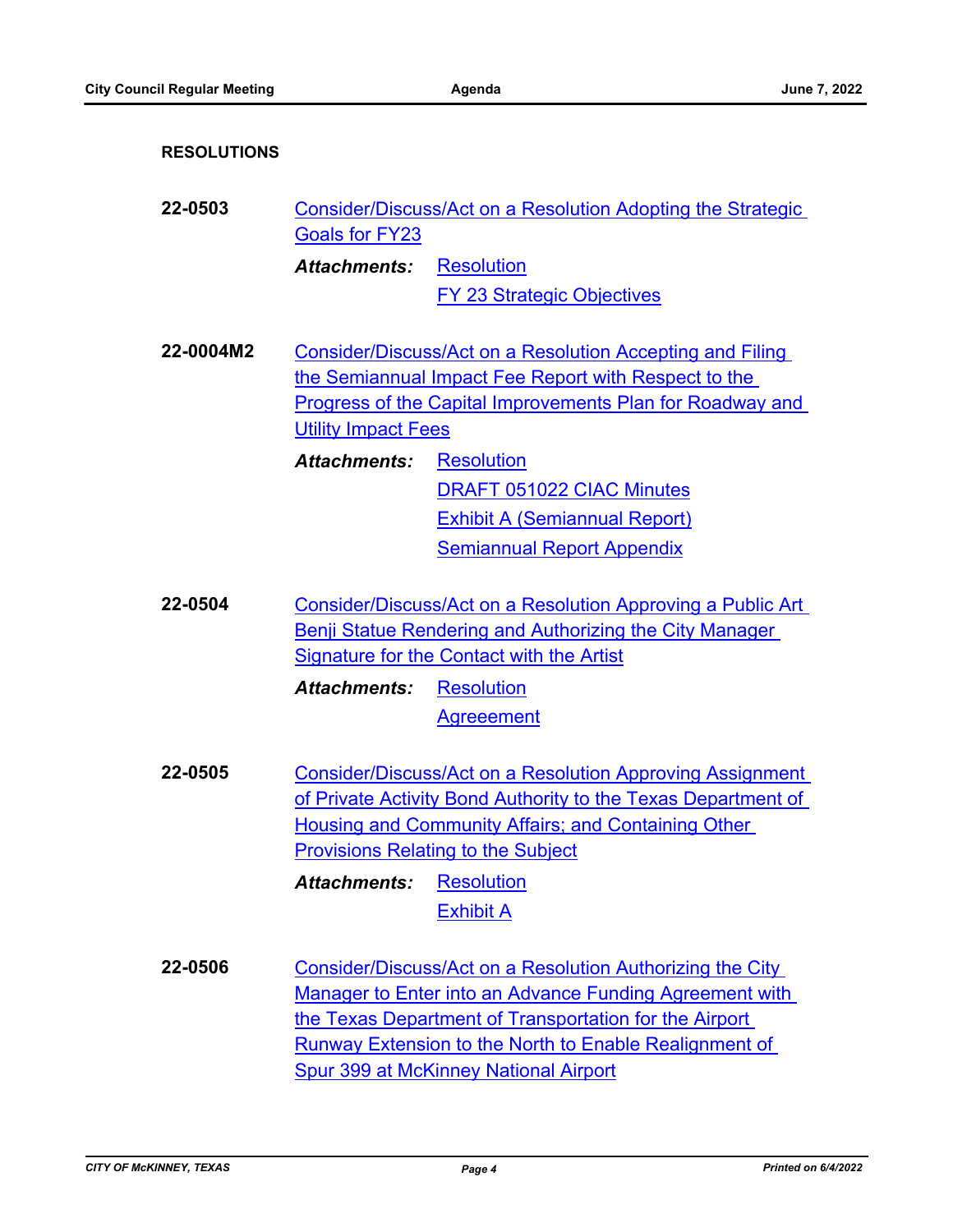**RESOLUTIONS**

**22-0503** Consider/Discuss/Act on a Resolution Adopting the Strategic Goals for FY23

***Attachments:*** Resolution
FY 23 Strategic Objectives

**22-0004M2** Consider/Discuss/Act on a Resolution Accepting and Filing the Semiannual Impact Fee Report with Respect to the Progress of the Capital Improvements Plan for Roadway and Utility Impact Fees

***Attachments:*** Resolution
DRAFT 051022 CIAC Minutes
Exhibit A (Semiannual Report)
Semiannual Report Appendix

**22-0504** Consider/Discuss/Act on a Resolution Approving a Public Art Benji Statue Rendering and Authorizing the City Manager Signature for the Contact with the Artist

***Attachments:*** Resolution
Agreeement

**22-0505** Consider/Discuss/Act on a Resolution Approving Assignment of Private Activity Bond Authority to the Texas Department of Housing and Community Affairs; and Containing Other Provisions Relating to the Subject

***Attachments:*** Resolution
Exhibit A

**22-0506** Consider/Discuss/Act on a Resolution Authorizing the City Manager to Enter into an Advance Funding Agreement with the Texas Department of Transportation for the Airport Runway Extension to the North to Enable Realignment of Spur 399 at McKinney National Airport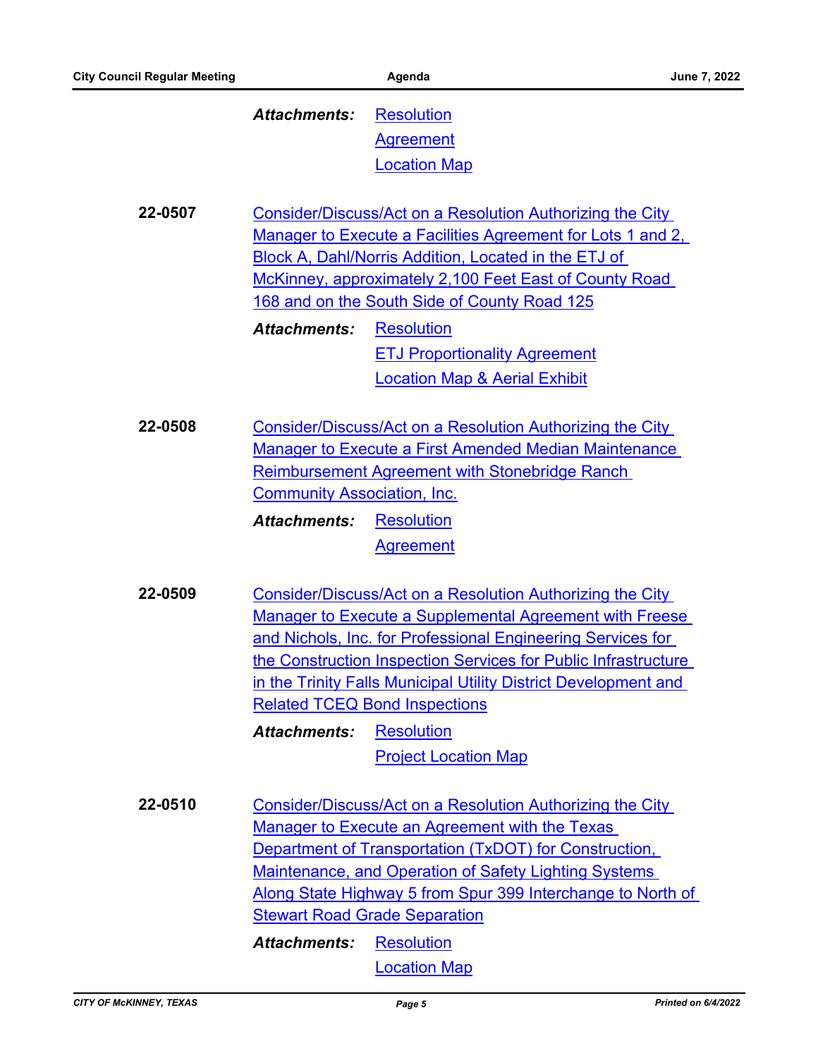***Attachments:*** Resolution
Agreement
Location Map

**22-0507** Consider/Discuss/Act on a Resolution Authorizing the City Manager to Execute a Facilities Agreement for Lots 1 and 2, Block A, Dahl/Norris Addition, Located in the ETJ of McKinney, approximately 2,100 Feet East of County Road 168 and on the South Side of County Road 125

***Attachments:*** Resolution
ETJ Proportionality Agreement
Location Map & Aerial Exhibit

**22-0508** Consider/Discuss/Act on a Resolution Authorizing the City Manager to Execute a First Amended Median Maintenance Reimbursement Agreement with Stonebridge Ranch Community Association, Inc.

***Attachments:*** Resolution
Agreement

**22-0509** Consider/Discuss/Act on a Resolution Authorizing the City Manager to Execute a Supplemental Agreement with Freese and Nichols, Inc. for Professional Engineering Services for the Construction Inspection Services for Public Infrastructure in the Trinity Falls Municipal Utility District Development and Related TCEQ Bond Inspections

***Attachments:*** Resolution
Project Location Map

**22-0510** Consider/Discuss/Act on a Resolution Authorizing the City Manager to Execute an Agreement with the Texas Department of Transportation (TxDOT) for Construction, Maintenance, and Operation of Safety Lighting Systems Along State Highway 5 from Spur 399 Interchange to North of Stewart Road Grade Separation

***Attachments:*** Resolution
Location Map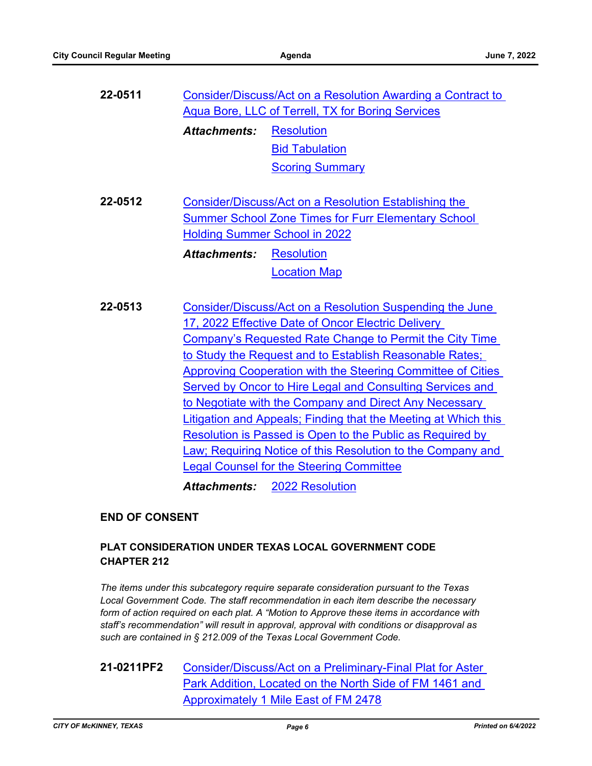**22-0511** Consider/Discuss/Act on a Resolution Awarding a Contract to Aqua Bore, LLC of Terrell, TX for Boring Services

***Attachments:*** Resolution
Bid Tabulation
Scoring Summary

**22-0512** Consider/Discuss/Act on a Resolution Establishing the Summer School Zone Times for Furr Elementary School Holding Summer School in 2022

***Attachments:*** Resolution
Location Map

**22-0513** Consider/Discuss/Act on a Resolution Suspending the June 17, 2022 Effective Date of Oncor Electric Delivery Company's Requested Rate Change to Permit the City Time to Study the Request and to Establish Reasonable Rates; Approving Cooperation with the Steering Committee of Cities Served by Oncor to Hire Legal and Consulting Services and to Negotiate with the Company and Direct Any Necessary Litigation and Appeals; Finding that the Meeting at Which this Resolution is Passed is Open to the Public as Required by Law; Requiring Notice of this Resolution to the Company and Legal Counsel for the Steering Committee

***Attachments:*** 2022 Resolution

**END OF CONSENT**

**PLAT CONSIDERATION UNDER TEXAS LOCAL GOVERNMENT CODE CHAPTER 212**

*The items under this subcategory require separate consideration pursuant to the Texas Local Government Code. The staff recommendation in each item describe the necessary form of action required on each plat. A "Motion to Approve these items in accordance with staff's recommendation" will result in approval, approval with conditions or disapproval as such are contained in § 212.009 of the Texas Local Government Code.*

**21-0211PF2** Consider/Discuss/Act on a Preliminary-Final Plat for Aster Park Addition, Located on the North Side of FM 1461 and Approximately 1 Mile East of FM 2478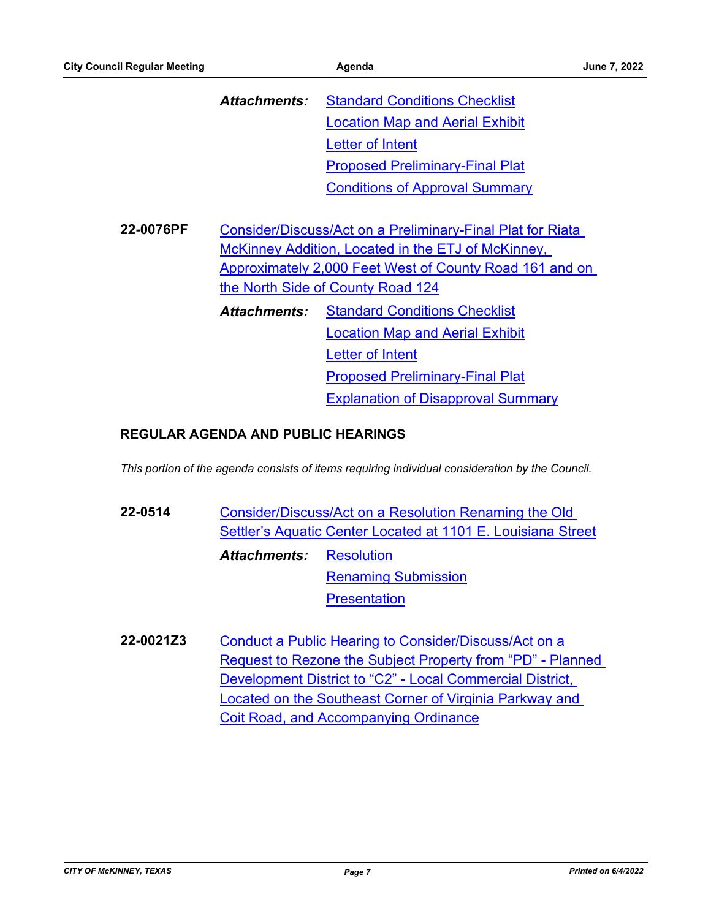***Attachments:*** Standard Conditions Checklist
Location Map and Aerial Exhibit
Letter of Intent
Proposed Preliminary-Final Plat
Conditions of Approval Summary

**22-0076PF** Consider/Discuss/Act on a Preliminary-Final Plat for Riata McKinney Addition, Located in the ETJ of McKinney, Approximately 2,000 Feet West of County Road 161 and on the North Side of County Road 124

***Attachments:*** Standard Conditions Checklist
Location Map and Aerial Exhibit
Letter of Intent
Proposed Preliminary-Final Plat
Explanation of Disapproval Summary

## REGULAR AGENDA AND PUBLIC HEARINGS

*This portion of the agenda consists of items requiring individual consideration by the Council.*

**22-0514** Consider/Discuss/Act on a Resolution Renaming the Old Settler's Aquatic Center Located at 1101 E. Louisiana Street

***Attachments:*** Resolution
Renaming Submission
Presentation

**22-0021Z3** Conduct a Public Hearing to Consider/Discuss/Act on a Request to Rezone the Subject Property from "PD" - Planned Development District to "C2" - Local Commercial District, Located on the Southeast Corner of Virginia Parkway and Coit Road, and Accompanying Ordinance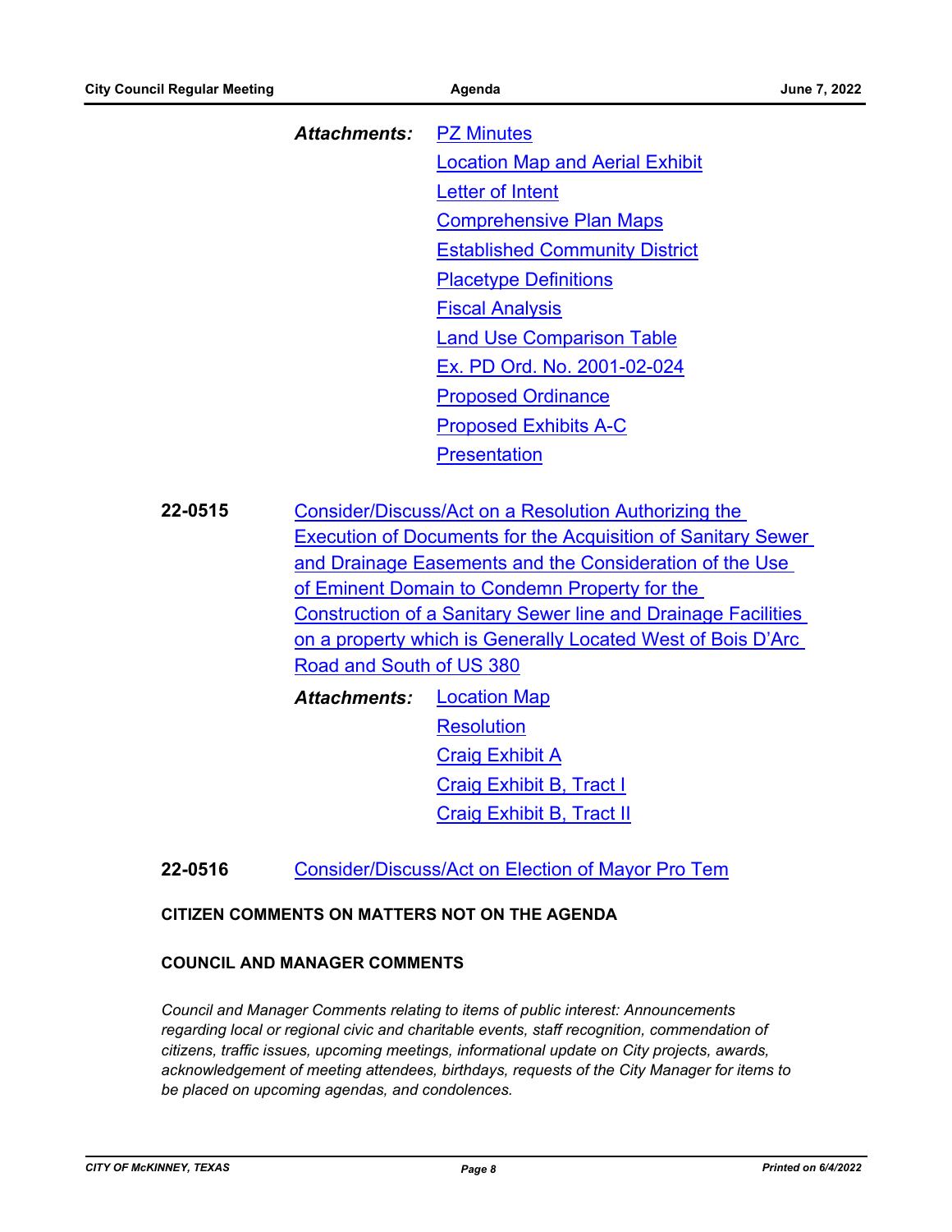***Attachments:*** PZ Minutes
Location Map and Aerial Exhibit
Letter of Intent
Comprehensive Plan Maps
Established Community District
Placetype Definitions
Fiscal Analysis
Land Use Comparison Table
Ex. PD Ord. No. 2001-02-024
Proposed Ordinance
Proposed Exhibits A-C
Presentation

**22-0515** Consider/Discuss/Act on a Resolution Authorizing the Execution of Documents for the Acquisition of Sanitary Sewer and Drainage Easements and the Consideration of the Use of Eminent Domain to Condemn Property for the Construction of a Sanitary Sewer line and Drainage Facilities on a property which is Generally Located West of Bois D'Arc Road and South of US 380

***Attachments:*** Location Map
Resolution
Craig Exhibit A
Craig Exhibit B, Tract I
Craig Exhibit B, Tract II

**22-0516** Consider/Discuss/Act on Election of Mayor Pro Tem

**CITIZEN COMMENTS ON MATTERS NOT ON THE AGENDA**

**COUNCIL AND MANAGER COMMENTS**

*Council and Manager Comments relating to items of public interest: Announcements regarding local or regional civic and charitable events, staff recognition, commendation of citizens, traffic issues, upcoming meetings, informational update on City projects, awards, acknowledgement of meeting attendees, birthdays, requests of the City Manager for items to be placed on upcoming agendas, and condolences.*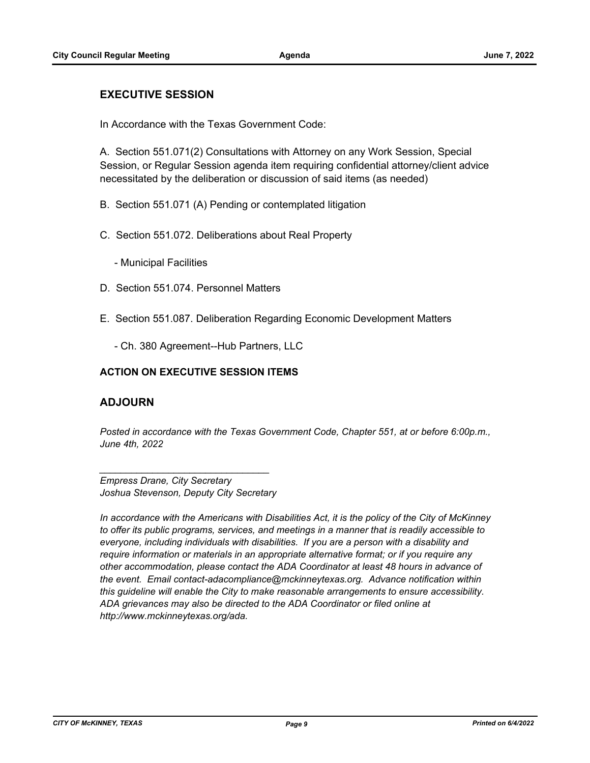## EXECUTIVE SESSION

In Accordance with the Texas Government Code:

A. Section 551.071(2) Consultations with Attorney on any Work Session, Special Session, or Regular Session agenda item requiring confidential attorney/client advice necessitated by the deliberation or discussion of said items (as needed)

B. Section 551.071 (A) Pending or contemplated litigation

C. Section 551.072. Deliberations about Real Property

- Municipal Facilities

D. Section 551.074. Personnel Matters

E. Section 551.087. Deliberation Regarding Economic Development Matters

- Ch. 380 Agreement--Hub Partners, LLC

### ACTION ON EXECUTIVE SESSION ITEMS

## ADJOURN

*Posted in accordance with the Texas Government Code, Chapter 551, at or before 6:00p.m., June 4th, 2022*

_______________________________

*Empress Drane, City Secretary*
*Joshua Stevenson, Deputy City Secretary*

*In accordance with the Americans with Disabilities Act, it is the policy of the City of McKinney to offer its public programs, services, and meetings in a manner that is readily accessible to everyone, including individuals with disabilities. If you are a person with a disability and require information or materials in an appropriate alternative format; or if you require any other accommodation, please contact the ADA Coordinator at least 48 hours in advance of the event. Email contact-adacompliance@mckinneytexas.org. Advance notification within this guideline will enable the City to make reasonable arrangements to ensure accessibility. ADA grievances may also be directed to the ADA Coordinator or filed online at http://www.mckinneytexas.org/ada.*